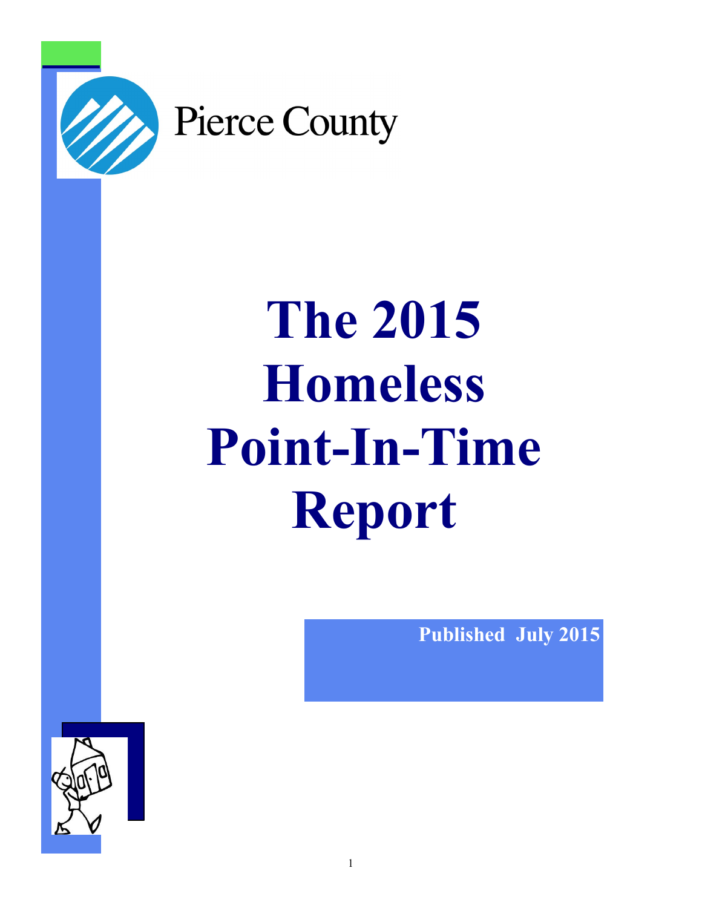Pierce County

# The 2015 Homeless Point-In-Time Report

**Published July 2015**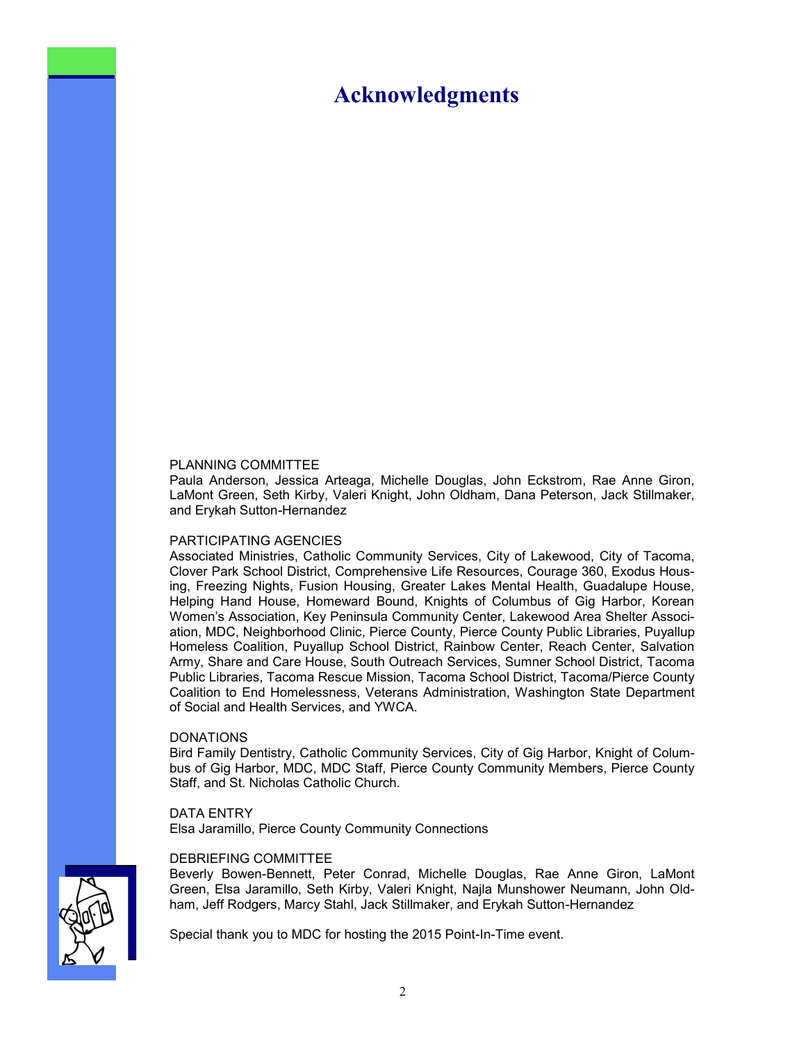# Acknowledgments

PLANNING COMMITTEE
Paula Anderson, Jessica Arteaga, Michelle Douglas, John Eckstrom, Rae Anne Giron, LaMont Green, Seth Kirby, Valeri Knight, John Oldham, Dana Peterson, Jack Stillmaker, and Erykah Sutton-Hernandez

PARTICIPATING AGENCIES
Associated Ministries, Catholic Community Services, City of Lakewood, City of Tacoma, Clover Park School District, Comprehensive Life Resources, Courage 360, Exodus Housing, Freezing Nights, Fusion Housing, Greater Lakes Mental Health, Guadalupe House, Helping Hand House, Homeward Bound, Knights of Columbus of Gig Harbor, Korean Women's Association, Key Peninsula Community Center, Lakewood Area Shelter Association, MDC, Neighborhood Clinic, Pierce County, Pierce County Public Libraries, Puyallup Homeless Coalition, Puyallup School District, Rainbow Center, Reach Center, Salvation Army, Share and Care House, South Outreach Services, Sumner School District, Tacoma Public Libraries, Tacoma Rescue Mission, Tacoma School District, Tacoma/Pierce County Coalition to End Homelessness, Veterans Administration, Washington State Department of Social and Health Services, and YWCA.

DONATIONS
Bird Family Dentistry, Catholic Community Services, City of Gig Harbor, Knight of Columbus of Gig Harbor, MDC, MDC Staff, Pierce County Community Members, Pierce County Staff, and St. Nicholas Catholic Church.

DATA ENTRY
Elsa Jaramillo, Pierce County Community Connections

DEBRIEFING COMMITTEE
Beverly Bowen-Bennett, Peter Conrad, Michelle Douglas, Rae Anne Giron, LaMont Green, Elsa Jaramillo, Seth Kirby, Valeri Knight, Najla Munshower Neumann, John Oldham, Jeff Rodgers, Marcy Stahl, Jack Stillmaker, and Erykah Sutton-Hernandez

Special thank you to MDC for hosting the 2015 Point-In-Time event.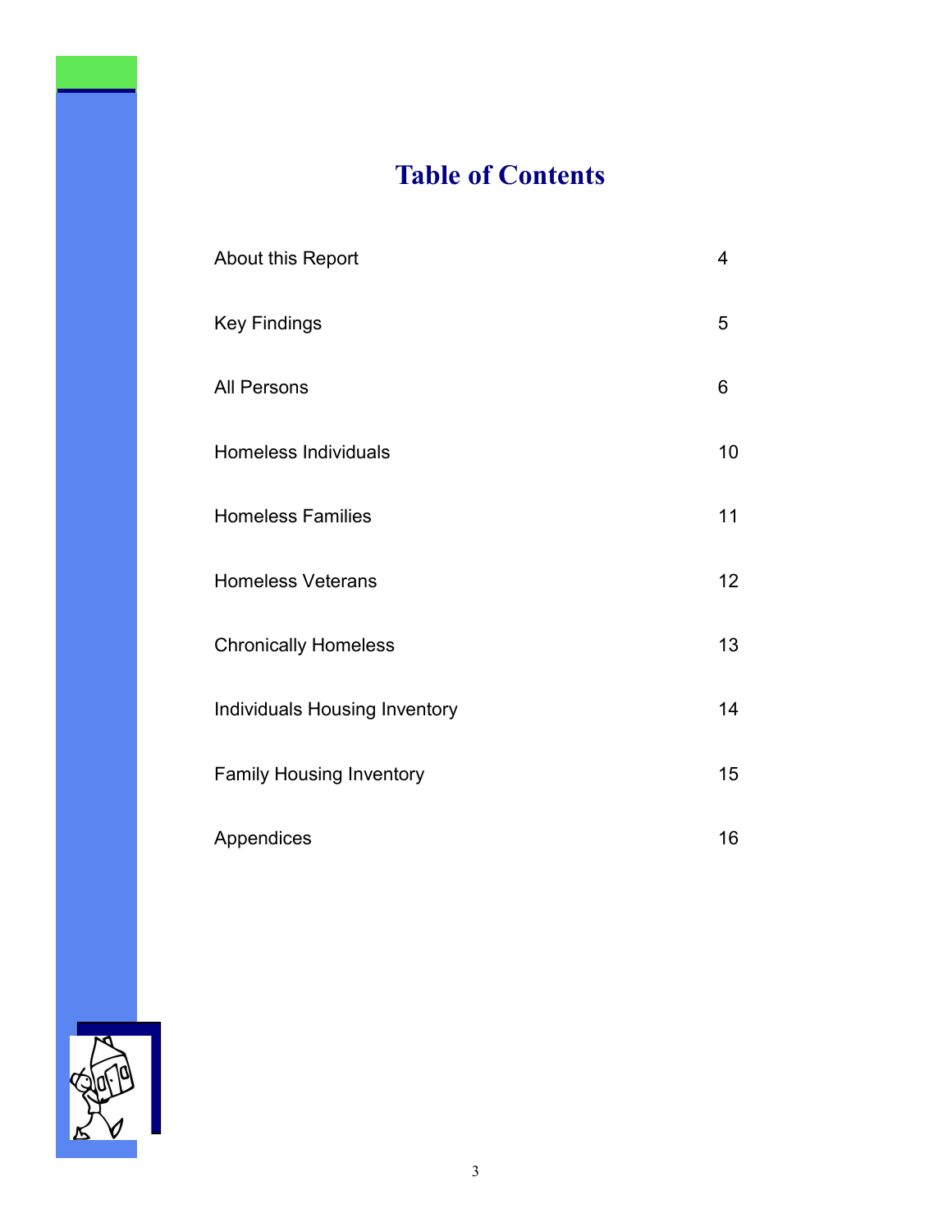# Table of Contents

| | |
|---|---|
| About this Report | 4 |
| Key Findings | 5 |
| All Persons | 6 |
| Homeless Individuals | 10 |
| Homeless Families | 11 |
| Homeless Veterans | 12 |
| Chronically Homeless | 13 |
| Individuals Housing Inventory | 14 |
| Family Housing Inventory | 15 |
| Appendices | 16 |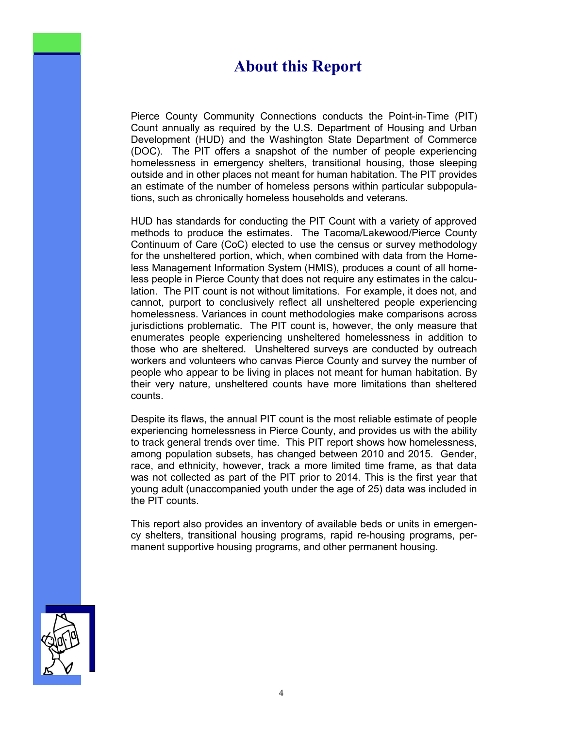# About this Report

Pierce County Community Connections conducts the Point-in-Time (PIT) Count annually as required by the U.S. Department of Housing and Urban Development (HUD) and the Washington State Department of Commerce (DOC). The PIT offers a snapshot of the number of people experiencing homelessness in emergency shelters, transitional housing, those sleeping outside and in other places not meant for human habitation. The PIT provides an estimate of the number of homeless persons within particular subpopulations, such as chronically homeless households and veterans.

HUD has standards for conducting the PIT Count with a variety of approved methods to produce the estimates. The Tacoma/Lakewood/Pierce County Continuum of Care (CoC) elected to use the census or survey methodology for the unsheltered portion, which, when combined with data from the Homeless Management Information System (HMIS), produces a count of all homeless people in Pierce County that does not require any estimates in the calculation. The PIT count is not without limitations. For example, it does not, and cannot, purport to conclusively reflect all unsheltered people experiencing homelessness. Variances in count methodologies make comparisons across jurisdictions problematic. The PIT count is, however, the only measure that enumerates people experiencing unsheltered homelessness in addition to those who are sheltered. Unsheltered surveys are conducted by outreach workers and volunteers who canvas Pierce County and survey the number of people who appear to be living in places not meant for human habitation. By their very nature, unsheltered counts have more limitations than sheltered counts.

Despite its flaws, the annual PIT count is the most reliable estimate of people experiencing homelessness in Pierce County, and provides us with the ability to track general trends over time. This PIT report shows how homelessness, among population subsets, has changed between 2010 and 2015. Gender, race, and ethnicity, however, track a more limited time frame, as that data was not collected as part of the PIT prior to 2014. This is the first year that young adult (unaccompanied youth under the age of 25) data was included in the PIT counts.

This report also provides an inventory of available beds or units in emergency shelters, transitional housing programs, rapid re-housing programs, permanent supportive housing programs, and other permanent housing.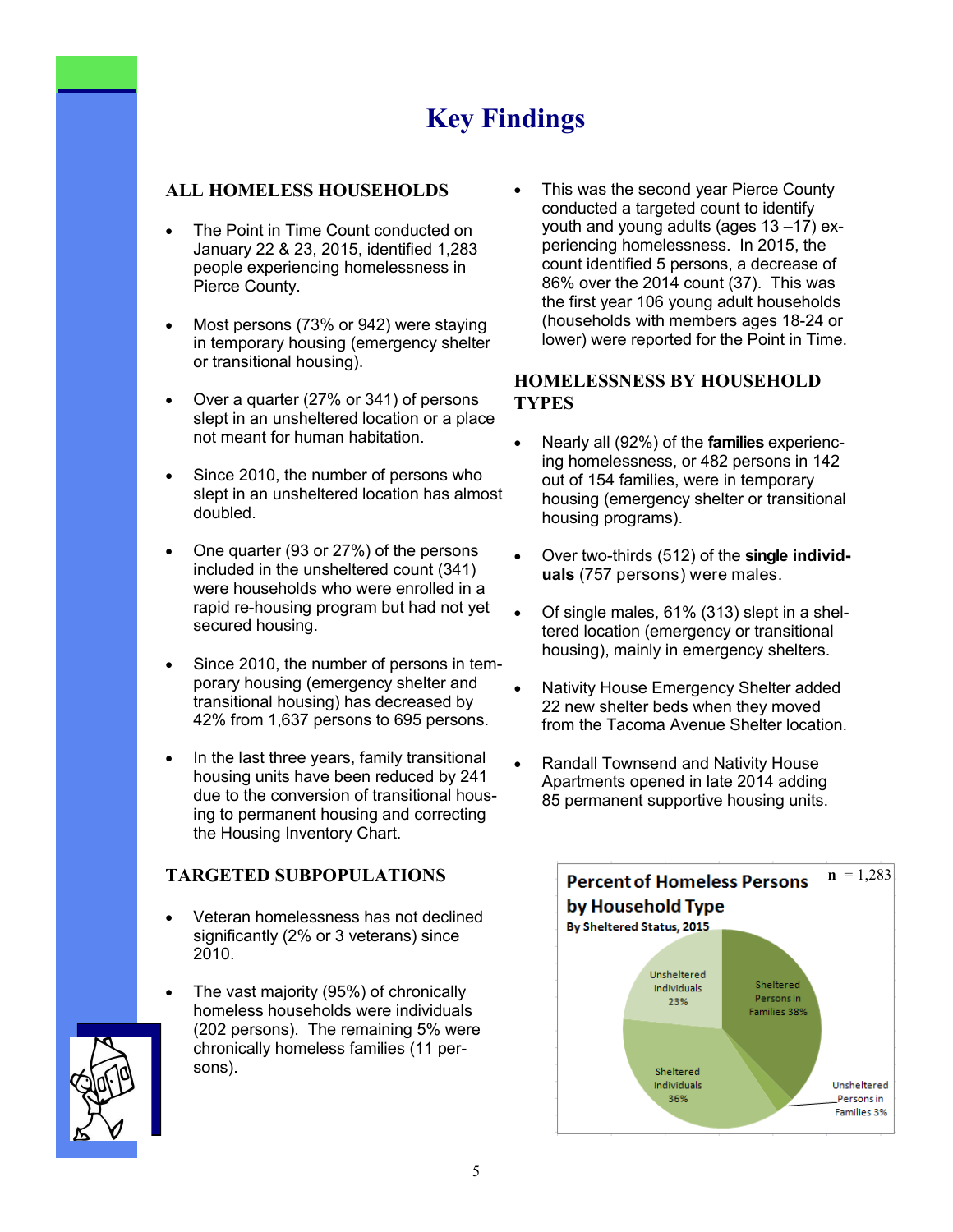# Key Findings

## ALL HOMELESS HOUSEHOLDS

- The Point in Time Count conducted on January 22 & 23, 2015, identified 1,283 people experiencing homelessness in Pierce County.
- Most persons (73% or 942) were staying in temporary housing (emergency shelter or transitional housing).
- Over a quarter (27% or 341) of persons slept in an unsheltered location or a place not meant for human habitation.
- Since 2010, the number of persons who slept in an unsheltered location has almost doubled.
- One quarter (93 or 27%) of the persons included in the unsheltered count (341) were households who were enrolled in a rapid re-housing program but had not yet secured housing.
- Since 2010, the number of persons in temporary housing (emergency shelter and transitional housing) has decreased by 42% from 1,637 persons to 695 persons.
- In the last three years, family transitional housing units have been reduced by 241 due to the conversion of transitional housing to permanent housing and correcting the Housing Inventory Chart.

## TARGETED SUBPOPULATIONS

- Veteran homelessness has not declined significantly (2% or 3 veterans) since 2010.
- The vast majority (95%) of chronically homeless households were individuals (202 persons). The remaining 5% were chronically homeless families (11 persons).
- This was the second year Pierce County conducted a targeted count to identify youth and young adults (ages 13 –17) experiencing homelessness. In 2015, the count identified 5 persons, a decrease of 86% over the 2014 count (37). This was the first year 106 young adult households (households with members ages 18-24 or lower) were reported for the Point in Time.

## HOMELESSNESS BY HOUSEHOLD TYPES

- Nearly all (92%) of the **families** experiencing homelessness, or 482 persons in 142 out of 154 families, were in temporary housing (emergency shelter or transitional housing programs).
- Over two-thirds (512) of the **single individuals** (757 persons) were males.
- Of single males, 61% (313) slept in a sheltered location (emergency or transitional housing), mainly in emergency shelters.
- Nativity House Emergency Shelter added 22 new shelter beds when they moved from the Tacoma Avenue Shelter location.
- Randall Townsend and Nativity House Apartments opened in late 2014 adding 85 permanent supportive housing units.

**Percent of Homeless Persons by Household Type**
**By Sheltered Status, 2015**

n = 1,283

| Household Type | Percent |
|---|---|
| Sheltered Persons in Families | 38% |
| Unsheltered Persons in Families | 3% |
| Sheltered Individuals | 36% |
| Unsheltered Individuals | 23% |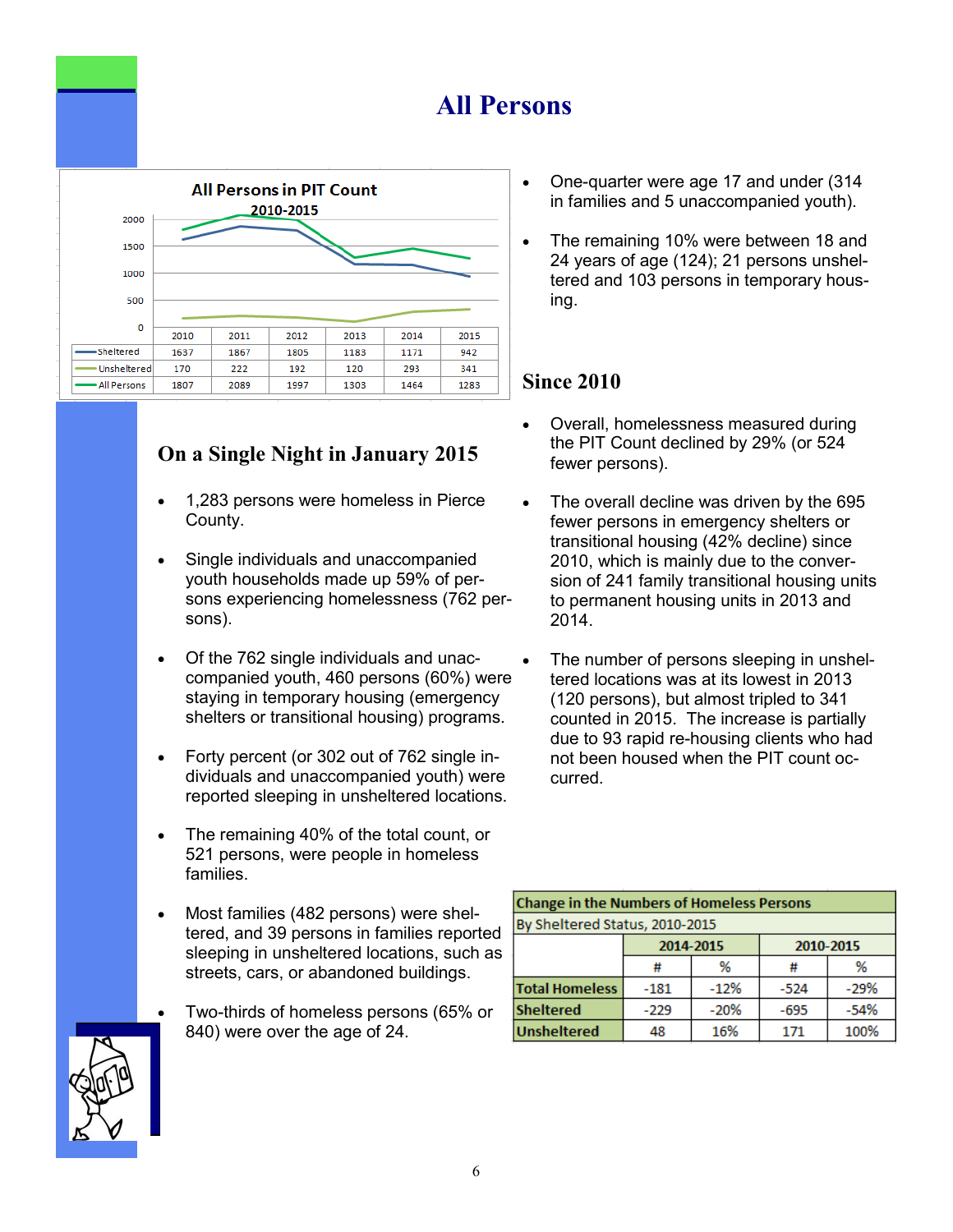# All Persons

**All Persons in PIT Count 2010-2015**

| | 2010 | 2011 | 2012 | 2013 | 2014 | 2015 |
|---|---|---|---|---|---|---|
| Sheltered | 1637 | 1867 | 1805 | 1183 | 1171 | 942 |
| Unsheltered | 170 | 222 | 192 | 120 | 293 | 341 |
| All Persons | 1807 | 2089 | 1997 | 1303 | 1464 | 1283 |

## On a Single Night in January 2015

- 1,283 persons were homeless in Pierce County.
- Single individuals and unaccompanied youth households made up 59% of persons experiencing homelessness (762 persons).
- Of the 762 single individuals and unaccompanied youth, 460 persons (60%) were staying in temporary housing (emergency shelters or transitional housing) programs.
- Forty percent (or 302 out of 762 single individuals and unaccompanied youth) were reported sleeping in unsheltered locations.
- The remaining 40% of the total count, or 521 persons, were people in homeless families.
- Most families (482 persons) were sheltered, and 39 persons in families reported sleeping in unsheltered locations, such as streets, cars, or abandoned buildings.
- Two-thirds of homeless persons (65% or 840) were over the age of 24.
- One-quarter were age 17 and under (314 in families and 5 unaccompanied youth).
- The remaining 10% were between 18 and 24 years of age (124); 21 persons unsheltered and 103 persons in temporary housing.

## Since 2010

- Overall, homelessness measured during the PIT Count declined by 29% (or 524 fewer persons).
- The overall decline was driven by the 695 fewer persons in emergency shelters or transitional housing (42% decline) since 2010, which is mainly due to the conversion of 241 family transitional housing units to permanent housing units in 2013 and 2014.
- The number of persons sleeping in unsheltered locations was at its lowest in 2013 (120 persons), but almost tripled to 341 counted in 2015. The increase is partially due to 93 rapid re-housing clients who had not been housed when the PIT count occurred.

**Change in the Numbers of Homeless Persons**
By Sheltered Status, 2010-2015

| | 2014-2015 | | 2010-2015 | |
|---|---|---|---|---|
| | # | % | # | % |
| **Total Homeless** | -181 | -12% | -524 | -29% |
| **Sheltered** | -229 | -20% | -695 | -54% |
| **Unsheltered** | 48 | 16% | 171 | 100% |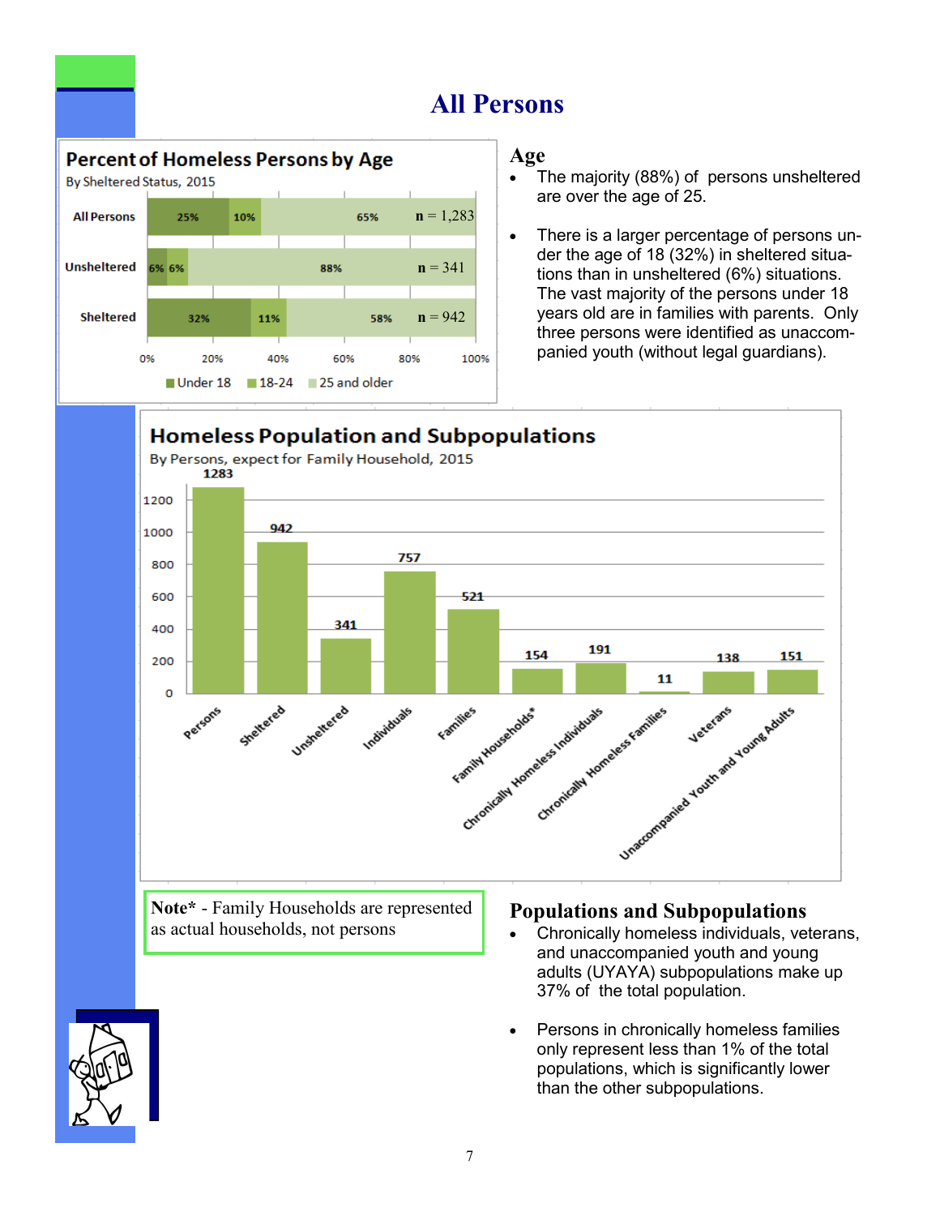# All Persons

## Percent of Homeless Persons by Age

By Sheltered Status, 2015

| | Under 18 | 18-24 | 25 and older | n |
|---|---|---|---|---|
| All Persons | 25% | 10% | 65% | n = 1,283 |
| Unsheltered | 6% | 6% | 88% | n = 341 |
| Sheltered | 32% | 11% | 58% | n = 942 |

## Age

- The majority (88%) of persons unsheltered are over the age of 25.
- There is a larger percentage of persons under the age of 18 (32%) in sheltered situations than in unsheltered (6%) situations. The vast majority of the persons under 18 years old are in families with parents. Only three persons were identified as unaccompanied youth (without legal guardians).

## Homeless Population and Subpopulations

By Persons, expect for Family Household, 2015

| Category | Count |
|---|---|
| Persons | 1283 |
| Sheltered | 942 |
| Unsheltered | 341 |
| Individuals | 757 |
| Families | 521 |
| Family Households* | 154 |
| Chronically Homeless Individuals | 191 |
| Chronically Homeless Families | 11 |
| Veterans | 138 |
| Unaccompanied Youth and Young Adults | 151 |

**Note*** - Family Households are represented as actual households, not persons

## Populations and Subpopulations

- Chronically homeless individuals, veterans, and unaccompanied youth and young adults (UYAYA) subpopulations make up 37% of the total population.
- Persons in chronically homeless families only represent less than 1% of the total populations, which is significantly lower than the other subpopulations.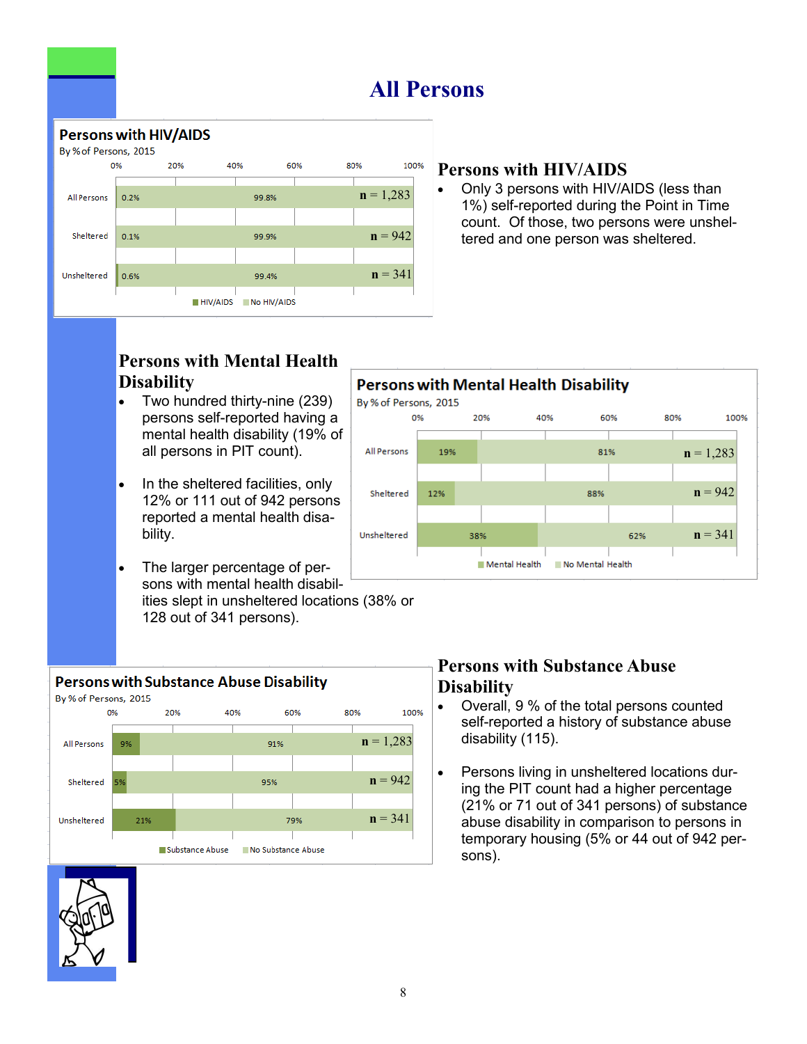# All Persons

**Persons with HIV/AIDS**
By % of Persons, 2015

| | HIV/AIDS | No HIV/AIDS | n |
|---|---|---|---|
| All Persons | 0.2% | 99.8% | n = 1,283 |
| Sheltered | 0.1% | 99.9% | n = 942 |
| Unsheltered | 0.6% | 99.4% | n = 341 |

## Persons with HIV/AIDS

- Only 3 persons with HIV/AIDS (less than 1%) self-reported during the Point in Time count. Of those, two persons were unsheltered and one person was sheltered.

## Persons with Mental Health Disability

- Two hundred thirty-nine (239) persons self-reported having a mental health disability (19% of all persons in PIT count).
- In the sheltered facilities, only 12% or 111 out of 942 persons reported a mental health disability.
- The larger percentage of persons with mental health disabilities slept in unsheltered locations (38% or 128 out of 341 persons).

**Persons with Mental Health Disability**
By % of Persons, 2015

| | Mental Health | No Mental Health | n |
|---|---|---|---|
| All Persons | 19% | 81% | n = 1,283 |
| Sheltered | 12% | 88% | n = 942 |
| Unsheltered | 38% | 62% | n = 341 |

**Persons with Substance Abuse Disability**
By % of Persons, 2015

| | Substance Abuse | No Substance Abuse | n |
|---|---|---|---|
| All Persons | 9% | 91% | n = 1,283 |
| Sheltered | 5% | 95% | n = 942 |
| Unsheltered | 21% | 79% | n = 341 |

## Persons with Substance Abuse Disability

- Overall, 9 % of the total persons counted self-reported a history of substance abuse disability (115).
- Persons living in unsheltered locations during the PIT count had a higher percentage (21% or 71 out of 341 persons) of substance abuse disability in comparison to persons in temporary housing (5% or 44 out of 942 persons).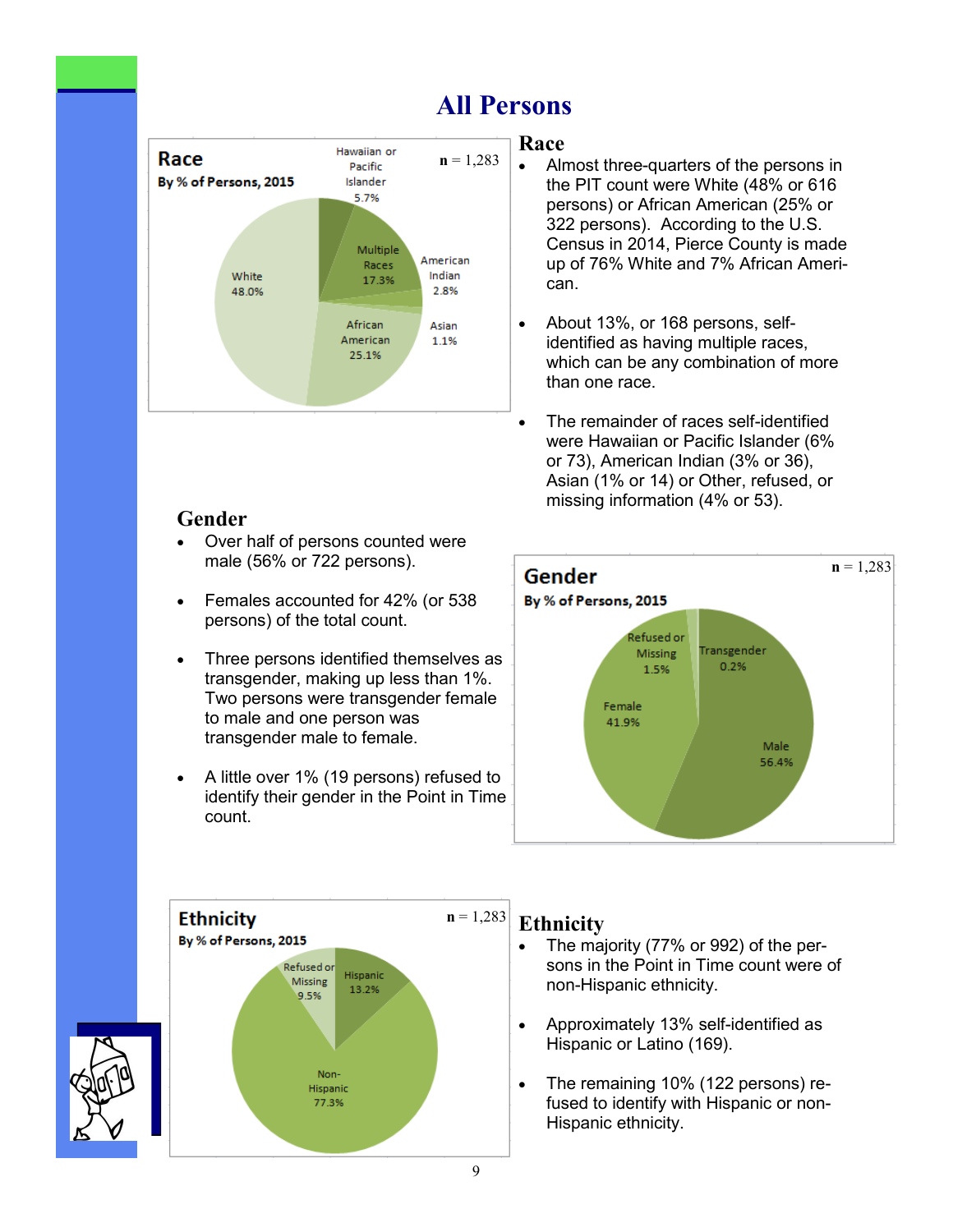# All Persons

**Race**
**By % of Persons, 2015**

**n** = 1,283

White 48.0%
African American 25.1%
Multiple Races 17.3%
Hawaiian or Pacific Islander 5.7%
American Indian 2.8%
Asian 1.1%

## Race

- Almost three-quarters of the persons in the PIT count were White (48% or 616 persons) or African American (25% or 322 persons). According to the U.S. Census in 2014, Pierce County is made up of 76% White and 7% African American.
- About 13%, or 168 persons, self-identified as having multiple races, which can be any combination of more than one race.
- The remainder of races self-identified were Hawaiian or Pacific Islander (6% or 73), American Indian (3% or 36), Asian (1% or 14) or Other, refused, or missing information (4% or 53).

## Gender

- Over half of persons counted were male (56% or 722 persons).
- Females accounted for 42% (or 538 persons) of the total count.
- Three persons identified themselves as transgender, making up less than 1%. Two persons were transgender female to male and one person was transgender male to female.
- A little over 1% (19 persons) refused to identify their gender in the Point in Time count.

**Gender**
**By % of Persons, 2015**

**n** = 1,283

Male 56.4%
Female 41.9%
Refused or Missing 1.5%
Transgender 0.2%

**Ethnicity**
**By % of Persons, 2015**

**n** = 1,283

Non-Hispanic 77.3%
Hispanic 13.2%
Refused or Missing 9.5%

## Ethnicity

- The majority (77% or 992) of the persons in the Point in Time count were of non-Hispanic ethnicity.
- Approximately 13% self-identified as Hispanic or Latino (169).
- The remaining 10% (122 persons) refused to identify with Hispanic or non-Hispanic ethnicity.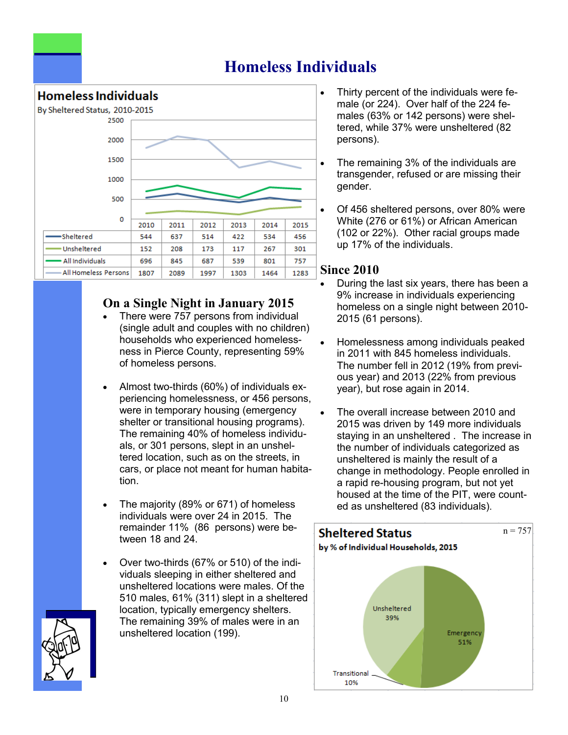# Homeless Individuals

**Homeless Individuals**
By Sheltered Status, 2010-2015

| | 2010 | 2011 | 2012 | 2013 | 2014 | 2015 |
|---|---|---|---|---|---|---|
| Sheltered | 544 | 637 | 514 | 422 | 534 | 456 |
| Unsheltered | 152 | 208 | 173 | 117 | 267 | 301 |
| All Individuals | 696 | 845 | 687 | 539 | 801 | 757 |
| All Homeless Persons | 1807 | 2089 | 1997 | 1303 | 1464 | 1283 |

## On a Single Night in January 2015

- There were 757 persons from individual (single adult and couples with no children) households who experienced homelessness in Pierce County, representing 59% of homeless persons.
- Almost two-thirds (60%) of individuals experiencing homelessness, or 456 persons, were in temporary housing (emergency shelter or transitional housing programs). The remaining 40% of homeless individuals, or 301 persons, slept in an unsheltered location, such as on the streets, in cars, or place not meant for human habitation.
- The majority (89% or 671) of homeless individuals were over 24 in 2015. The remainder 11% (86 persons) were between 18 and 24.
- Over two-thirds (67% or 510) of the individuals sleeping in either sheltered and unsheltered locations were males. Of the 510 males, 61% (311) slept in a sheltered location, typically emergency shelters. The remaining 39% of males were in an unsheltered location (199).
- Thirty percent of the individuals were female (or 224). Over half of the 224 females (63% or 142 persons) were sheltered, while 37% were unsheltered (82 persons).
- The remaining 3% of the individuals are transgender, refused or are missing their gender.
- Of 456 sheltered persons, over 80% were White (276 or 61%) or African American (102 or 22%). Other racial groups made up 17% of the individuals.

## Since 2010

- During the last six years, there has been a 9% increase in individuals experiencing homeless on a single night between 2010-2015 (61 persons).
- Homelessness among individuals peaked in 2011 with 845 homeless individuals. The number fell in 2012 (19% from previous year) and 2013 (22% from previous year), but rose again in 2014.
- The overall increase between 2010 and 2015 was driven by 149 more individuals staying in an unsheltered . The increase in the number of individuals categorized as unsheltered is mainly the result of a change in methodology. People enrolled in a rapid re-housing program, but not yet housed at the time of the PIT, were counted as unsheltered (83 individuals).

**Sheltered Status**
**by % of Individual Households, 2015**

n = 757

| Status | % |
|---|---|
| Emergency | 51% |
| Unsheltered | 39% |
| Transitional | 10% |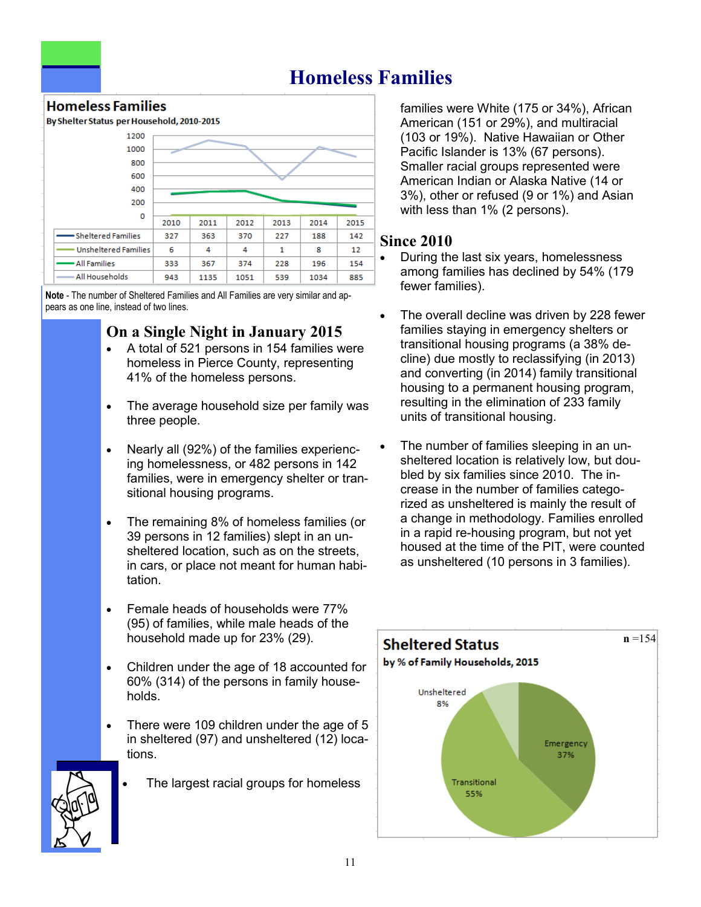# Homeless Families

**Homeless Families**
By Shelter Status per Household, 2010-2015

| | 2010 | 2011 | 2012 | 2013 | 2014 | 2015 |
|---|---|---|---|---|---|---|
| Sheltered Families | 327 | 363 | 370 | 227 | 188 | 142 |
| Unsheltered Families | 6 | 4 | 4 | 1 | 8 | 12 |
| All Families | 333 | 367 | 374 | 228 | 196 | 154 |
| All Households | 943 | 1135 | 1051 | 539 | 1034 | 885 |

**Note** - The number of Sheltered Families and All Families are very similar and appears as one line, instead of two lines.

## On a Single Night in January 2015

- A total of 521 persons in 154 families were homeless in Pierce County, representing 41% of the homeless persons.
- The average household size per family was three people.
- Nearly all (92%) of the families experiencing homelessness, or 482 persons in 142 families, were in emergency shelter or transitional housing programs.
- The remaining 8% of homeless families (or 39 persons in 12 families) slept in an unsheltered location, such as on the streets, in cars, or place not meant for human habitation.
- Female heads of households were 77% (95) of families, while male heads of the household made up for 23% (29).
- Children under the age of 18 accounted for 60% (314) of the persons in family households.
- There were 109 children under the age of 5 in sheltered (97) and unsheltered (12) locations.
- The largest racial groups for homeless families were White (175 or 34%), African American (151 or 29%), and multiracial (103 or 19%). Native Hawaiian or Other Pacific Islander is 13% (67 persons). Smaller racial groups represented were American Indian or Alaska Native (14 or 3%), other or refused (9 or 1%) and Asian with less than 1% (2 persons).

## Since 2010

- During the last six years, homelessness among families has declined by 54% (179 fewer families).
- The overall decline was driven by 228 fewer families staying in emergency shelters or transitional housing programs (a 38% decline) due mostly to reclassifying (in 2013) and converting (in 2014) family transitional housing to a permanent housing program, resulting in the elimination of 233 family units of transitional housing.
- The number of families sleeping in an unsheltered location is relatively low, but doubled by six families since 2010. The increase in the number of families categorized as unsheltered is mainly the result of a change in methodology. Families enrolled in a rapid re-housing program, but not yet housed at the time of the PIT, were counted as unsheltered (10 persons in 3 families).

**Sheltered Status**
by % of Family Households, 2015 — **n** =154

| Status | % |
|---|---|
| Emergency | 37% |
| Transitional | 55% |
| Unsheltered | 8% |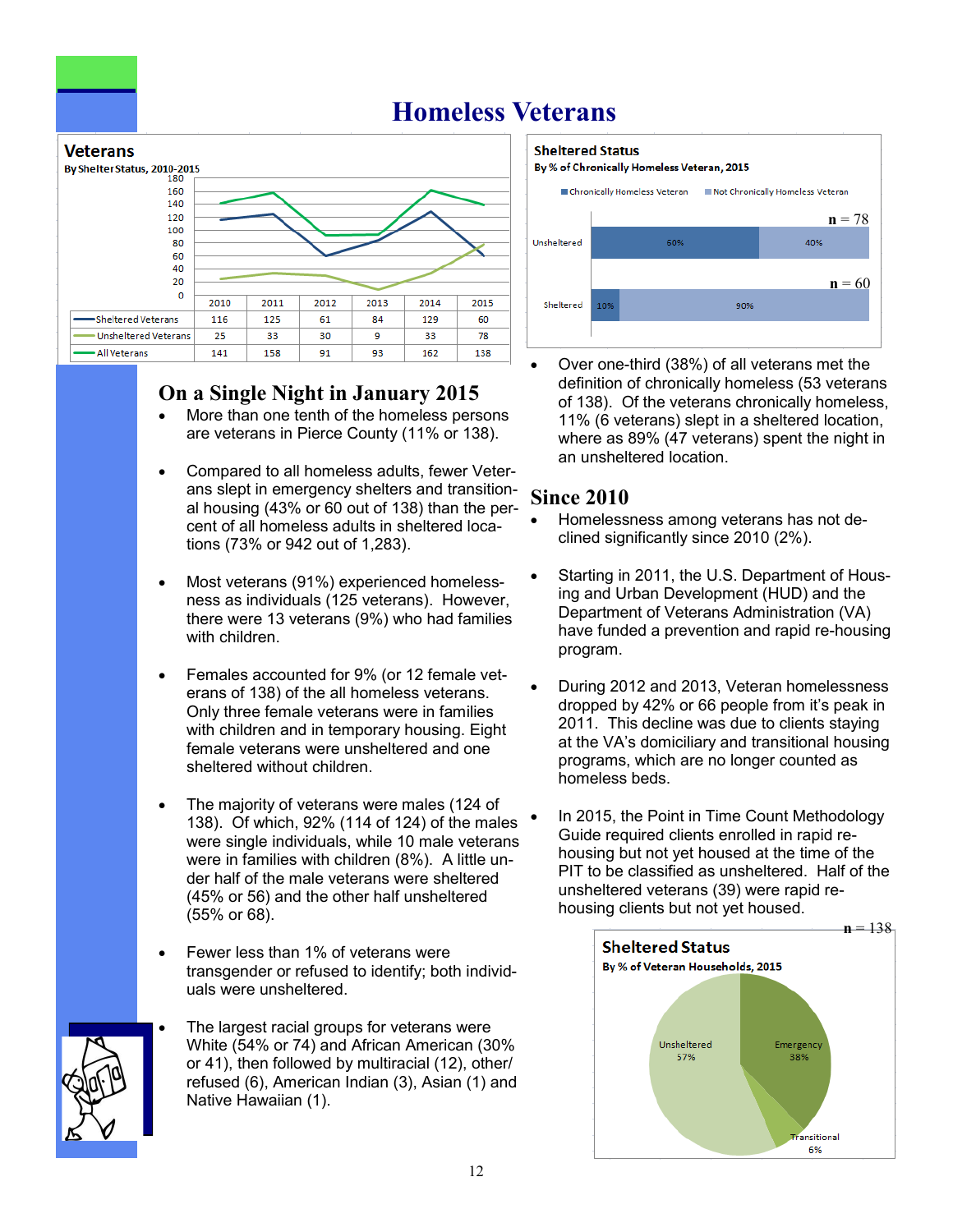# Homeless Veterans

**Veterans**
**By Shelter Status, 2010-2015**

| | 2010 | 2011 | 2012 | 2013 | 2014 | 2015 |
|---|---|---|---|---|---|---|
| Sheltered Veterans | 116 | 125 | 61 | 84 | 129 | 60 |
| Unsheltered Veterans | 25 | 33 | 30 | 9 | 33 | 78 |
| All Veterans | 141 | 158 | 91 | 93 | 162 | 138 |

**Sheltered Status**
**By % of Chronically Homeless Veteran, 2015**

| | Chronically Homeless Veteran | Not Chronically Homeless Veteran | n |
|---|---|---|---|
| Unsheltered | 60% | 40% | 78 |
| Sheltered | 10% | 90% | 60 |

## On a Single Night in January 2015

- More than one tenth of the homeless persons are veterans in Pierce County (11% or 138).
- Compared to all homeless adults, fewer Veterans slept in emergency shelters and transitional housing (43% or 60 out of 138) than the percent of all homeless adults in sheltered locations (73% or 942 out of 1,283).
- Most veterans (91%) experienced homelessness as individuals (125 veterans). However, there were 13 veterans (9%) who had families with children.
- Females accounted for 9% (or 12 female veterans of 138) of the all homeless veterans. Only three female veterans were in families with children and in temporary housing. Eight female veterans were unsheltered and one sheltered without children.
- The majority of veterans were males (124 of 138). Of which, 92% (114 of 124) of the males were single individuals, while 10 male veterans were in families with children (8%). A little under half of the male veterans were sheltered (45% or 56) and the other half unsheltered (55% or 68).
- Fewer less than 1% of veterans were transgender or refused to identify; both individuals were unsheltered.
- The largest racial groups for veterans were White (54% or 74) and African American (30% or 41), then followed by multiracial (12), other/refused (6), American Indian (3), Asian (1) and Native Hawaiian (1).
- Over one-third (38%) of all veterans met the definition of chronically homeless (53 veterans of 138). Of the veterans chronically homeless, 11% (6 veterans) slept in a sheltered location, where as 89% (47 veterans) spent the night in an unsheltered location.

## Since 2010

- Homelessness among veterans has not declined significantly since 2010 (2%).
- Starting in 2011, the U.S. Department of Housing and Urban Development (HUD) and the Department of Veterans Administration (VA) have funded a prevention and rapid re-housing program.
- During 2012 and 2013, Veteran homelessness dropped by 42% or 66 people from it's peak in 2011. This decline was due to clients staying at the VA's domiciliary and transitional housing programs, which are no longer counted as homeless beds.
- In 2015, the Point in Time Count Methodology Guide required clients enrolled in rapid re-housing but not yet housed at the time of the PIT to be classified as unsheltered. Half of the unsheltered veterans (39) were rapid re-housing clients but not yet housed.

**Sheltered Status**
**By % of Veteran Households, 2015** (n = 138)

| Status | % |
|---|---|
| Unsheltered | 57% |
| Emergency | 38% |
| Transitional | 6% |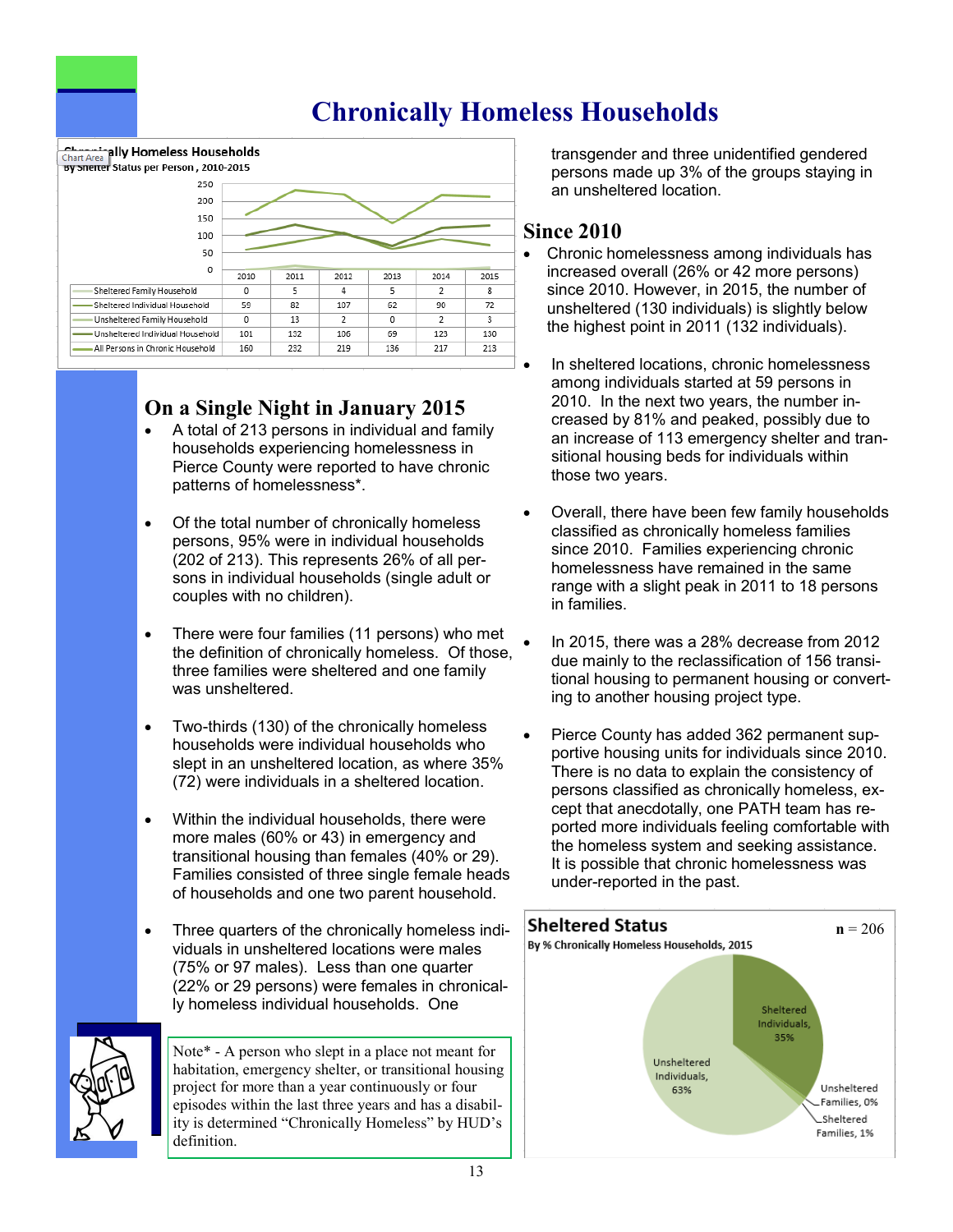# Chronically Homeless Households

**Chronically Homeless Households**
By Shelter Status per Person, 2010-2015

| | 2010 | 2011 | 2012 | 2013 | 2014 | 2015 |
|---|---|---|---|---|---|---|
| Sheltered Family Household | 0 | 5 | 4 | 5 | 2 | 8 |
| Sheltered Individual Household | 59 | 82 | 107 | 62 | 90 | 72 |
| Unsheltered Family Household | 0 | 13 | 2 | 0 | 2 | 3 |
| Unsheltered Individual Household | 101 | 132 | 106 | 69 | 123 | 130 |
| All Persons in Chronic Household | 160 | 232 | 219 | 136 | 217 | 213 |

## On a Single Night in January 2015

- A total of 213 persons in individual and family households experiencing homelessness in Pierce County were reported to have chronic patterns of homelessness*.
- Of the total number of chronically homeless persons, 95% were in individual households (202 of 213). This represents 26% of all persons in individual households (single adult or couples with no children).
- There were four families (11 persons) who met the definition of chronically homeless. Of those, three families were sheltered and one family was unsheltered.
- Two-thirds (130) of the chronically homeless households were individual households who slept in an unsheltered location, as where 35% (72) were individuals in a sheltered location.
- Within the individual households, there were more males (60% or 43) in emergency and transitional housing than females (40% or 29). Families consisted of three single female heads of households and one two parent household.
- Three quarters of the chronically homeless individuals in unsheltered locations were males (75% or 97 males). Less than one quarter (22% or 29 persons) were females in chronically homeless individual households. One transgender and three unidentified gendered persons made up 3% of the groups staying in an unsheltered location.

Note* - A person who slept in a place not meant for habitation, emergency shelter, or transitional housing project for more than a year continuously or four episodes within the last three years and has a disability is determined "Chronically Homeless" by HUD's definition.

## Since 2010

- Chronic homelessness among individuals has increased overall (26% or 42 more persons) since 2010. However, in 2015, the number of unsheltered (130 individuals) is slightly below the highest point in 2011 (132 individuals).
- In sheltered locations, chronic homelessness among individuals started at 59 persons in 2010. In the next two years, the number increased by 81% and peaked, possibly due to an increase of 113 emergency shelter and transitional housing beds for individuals within those two years.
- Overall, there have been few family households classified as chronically homeless families since 2010. Families experiencing chronic homelessness have remained in the same range with a slight peak in 2011 to 18 persons in families.
- In 2015, there was a 28% decrease from 2012 due mainly to the reclassification of 156 transitional housing to permanent housing or converting to another housing project type.
- Pierce County has added 362 permanent supportive housing units for individuals since 2010. There is no data to explain the consistency of persons classified as chronically homeless, except that anecdotally, one PATH team has reported more individuals feeling comfortable with the homeless system and seeking assistance. It is possible that chronic homelessness was under-reported in the past.

**Sheltered Status**
By % Chronically Homeless Households, 2015 — **n** = 206

| Category | Percent |
|---|---|
| Sheltered Individuals | 35% |
| Unsheltered Individuals | 63% |
| Unsheltered Families | 0% |
| Sheltered Families | 1% |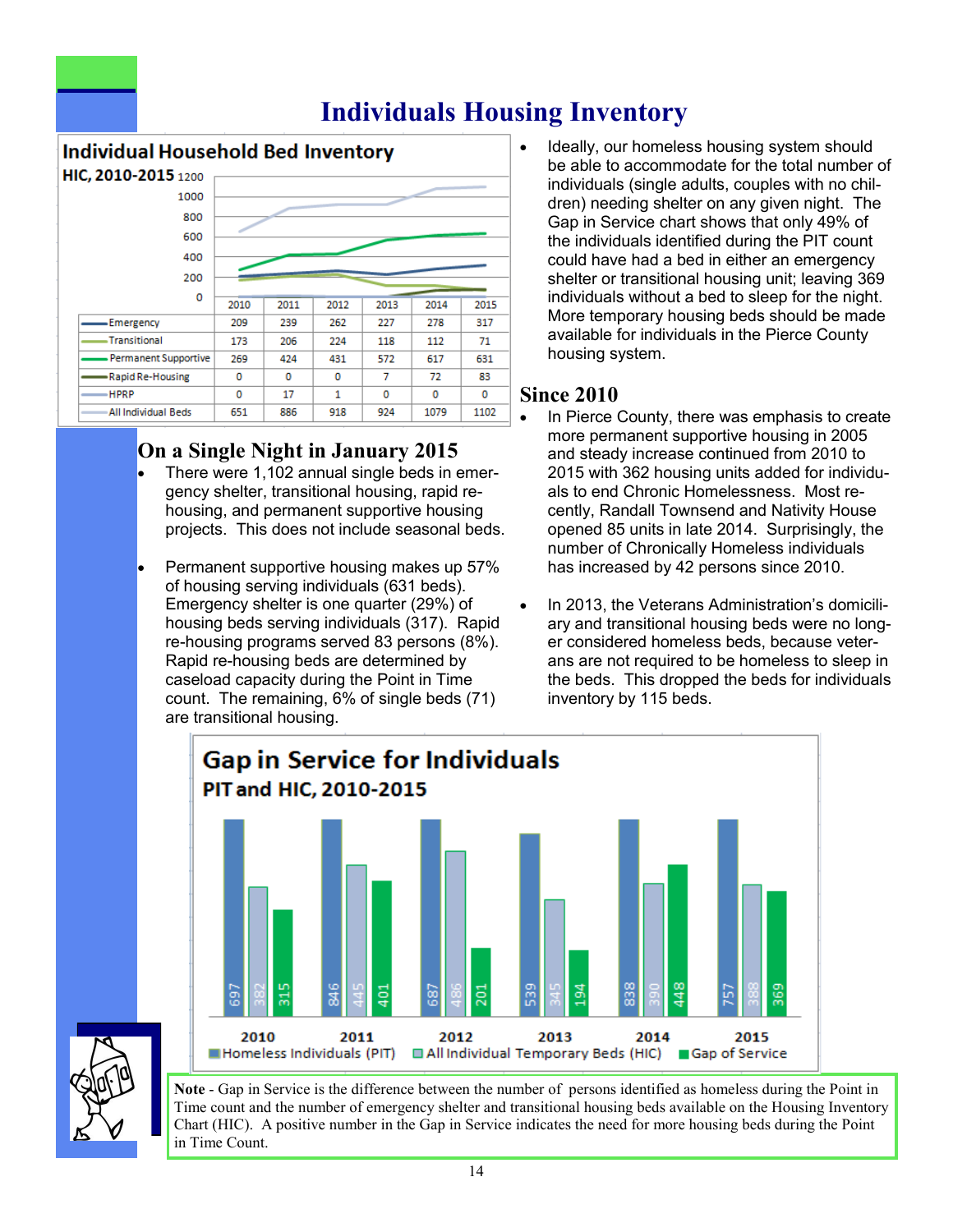# Individuals Housing Inventory

**Individual Household Bed Inventory**
**HIC, 2010-2015**

| | 2010 | 2011 | 2012 | 2013 | 2014 | 2015 |
|---|---|---|---|---|---|---|
| Emergency | 209 | 239 | 262 | 227 | 278 | 317 |
| Transitional | 173 | 206 | 224 | 118 | 112 | 71 |
| Permanent Supportive | 269 | 424 | 431 | 572 | 617 | 631 |
| Rapid Re-Housing | 0 | 0 | 0 | 7 | 72 | 83 |
| HPRP | 0 | 17 | 1 | 0 | 0 | 0 |
| All Individual Beds | 651 | 886 | 918 | 924 | 1079 | 1102 |

## On a Single Night in January 2015

- There were 1,102 annual single beds in emergency shelter, transitional housing, rapid re-housing, and permanent supportive housing projects. This does not include seasonal beds.
- Permanent supportive housing makes up 57% of housing serving individuals (631 beds). Emergency shelter is one quarter (29%) of housing beds serving individuals (317). Rapid re-housing programs served 83 persons (8%). Rapid re-housing beds are determined by caseload capacity during the Point in Time count. The remaining, 6% of single beds (71) are transitional housing.

- Ideally, our homeless housing system should be able to accommodate for the total number of individuals (single adults, couples with no children) needing shelter on any given night. The Gap in Service chart shows that only 49% of the individuals identified during the PIT count could have had a bed in either an emergency shelter or transitional housing unit; leaving 369 individuals without a bed to sleep for the night. More temporary housing beds should be made available for individuals in the Pierce County housing system.

## Since 2010

- In Pierce County, there was emphasis to create more permanent supportive housing in 2005 and steady increase continued from 2010 to 2015 with 362 housing units added for individuals to end Chronic Homelessness. Most recently, Randall Townsend and Nativity House opened 85 units in late 2014. Surprisingly, the number of Chronically Homeless individuals has increased by 42 persons since 2010.
- In 2013, the Veterans Administration's domiciliary and transitional housing beds were no longer considered homeless beds, because veterans are not required to be homeless to sleep in the beds. This dropped the beds for individuals inventory by 115 beds.

**Gap in Service for Individuals**
**PIT and HIC, 2010-2015**

| | 2010 | 2011 | 2012 | 2013 | 2014 | 2015 |
|---|---|---|---|---|---|---|
| Homeless Individuals (PIT) | 697 | 846 | 687 | 539 | 838 | 757 |
| All Individual Temporary Beds (HIC) | 382 | 445 | 486 | 345 | 390 | 388 |
| Gap of Service | 315 | 401 | 201 | 194 | 448 | 369 |

**Note** - Gap in Service is the difference between the number of persons identified as homeless during the Point in Time count and the number of emergency shelter and transitional housing beds available on the Housing Inventory Chart (HIC). A positive number in the Gap in Service indicates the need for more housing beds during the Point in Time Count.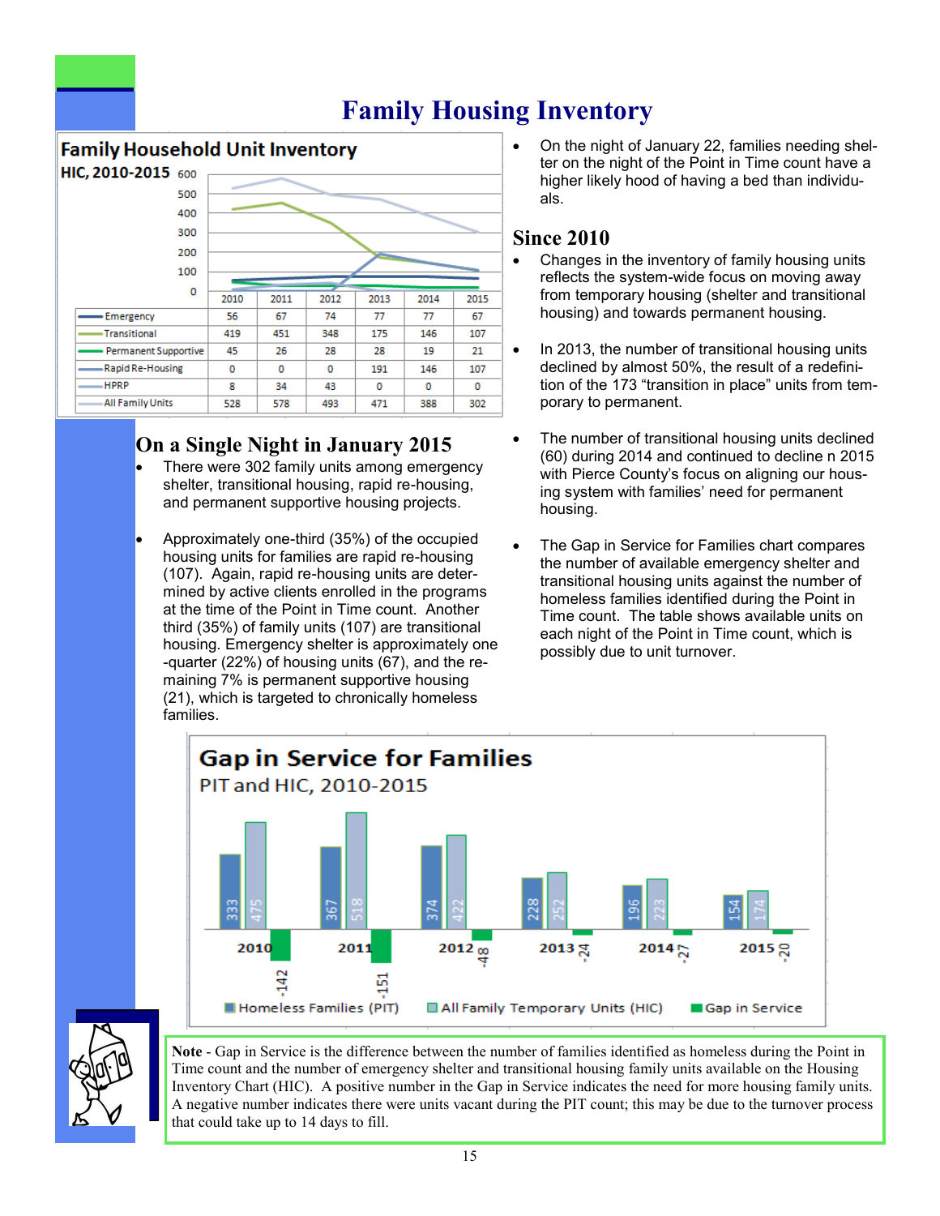# Family Housing Inventory

**Family Household Unit Inventory**
**HIC, 2010-2015**

| | 2010 | 2011 | 2012 | 2013 | 2014 | 2015 |
|---|---|---|---|---|---|---|
| Emergency | 56 | 67 | 74 | 77 | 77 | 67 |
| Transitional | 419 | 451 | 348 | 175 | 146 | 107 |
| Permanent Supportive | 45 | 26 | 28 | 28 | 19 | 21 |
| Rapid Re-Housing | 0 | 0 | 0 | 191 | 146 | 107 |
| HPRP | 8 | 34 | 43 | 0 | 0 | 0 |
| All Family Units | 528 | 578 | 493 | 471 | 388 | 302 |

## On a Single Night in January 2015

- There were 302 family units among emergency shelter, transitional housing, rapid re-housing, and permanent supportive housing projects.
- Approximately one-third (35%) of the occupied housing units for families are rapid re-housing (107). Again, rapid re-housing units are determined by active clients enrolled in the programs at the time of the Point in Time count. Another third (35%) of family units (107) are transitional housing. Emergency shelter is approximately one -quarter (22%) of housing units (67), and the remaining 7% is permanent supportive housing (21), which is targeted to chronically homeless families.

- On the night of January 22, families needing shelter on the night of the Point in Time count have a higher likely hood of having a bed than individuals.

## Since 2010

- Changes in the inventory of family housing units reflects the system-wide focus on moving away from temporary housing (shelter and transitional housing) and towards permanent housing.
- In 2013, the number of transitional housing units declined by almost 50%, the result of a redefinition of the 173 "transition in place" units from temporary to permanent.
- The number of transitional housing units declined (60) during 2014 and continued to decline n 2015 with Pierce County's focus on aligning our housing system with families' need for permanent housing.
- The Gap in Service for Families chart compares the number of available emergency shelter and transitional housing units against the number of homeless families identified during the Point in Time count. The table shows available units on each night of the Point in Time count, which is possibly due to unit turnover.

**Gap in Service for Families**
PIT and HIC, 2010-2015

| | 2010 | 2011 | 2012 | 2013 | 2014 | 2015 |
|---|---|---|---|---|---|---|
| Homeless Families (PIT) | 333 | 367 | 374 | 228 | 196 | 154 |
| All Family Temporary Units (HIC) | 475 | 518 | 422 | 252 | 223 | 174 |
| Gap in Service | -142 | -151 | -48 | -24 | -27 | -20 |

**Note** - Gap in Service is the difference between the number of families identified as homeless during the Point in Time count and the number of emergency shelter and transitional housing family units available on the Housing Inventory Chart (HIC). A positive number in the Gap in Service indicates the need for more housing family units. A negative number indicates there were units vacant during the PIT count; this may be due to the turnover process that could take up to 14 days to fill.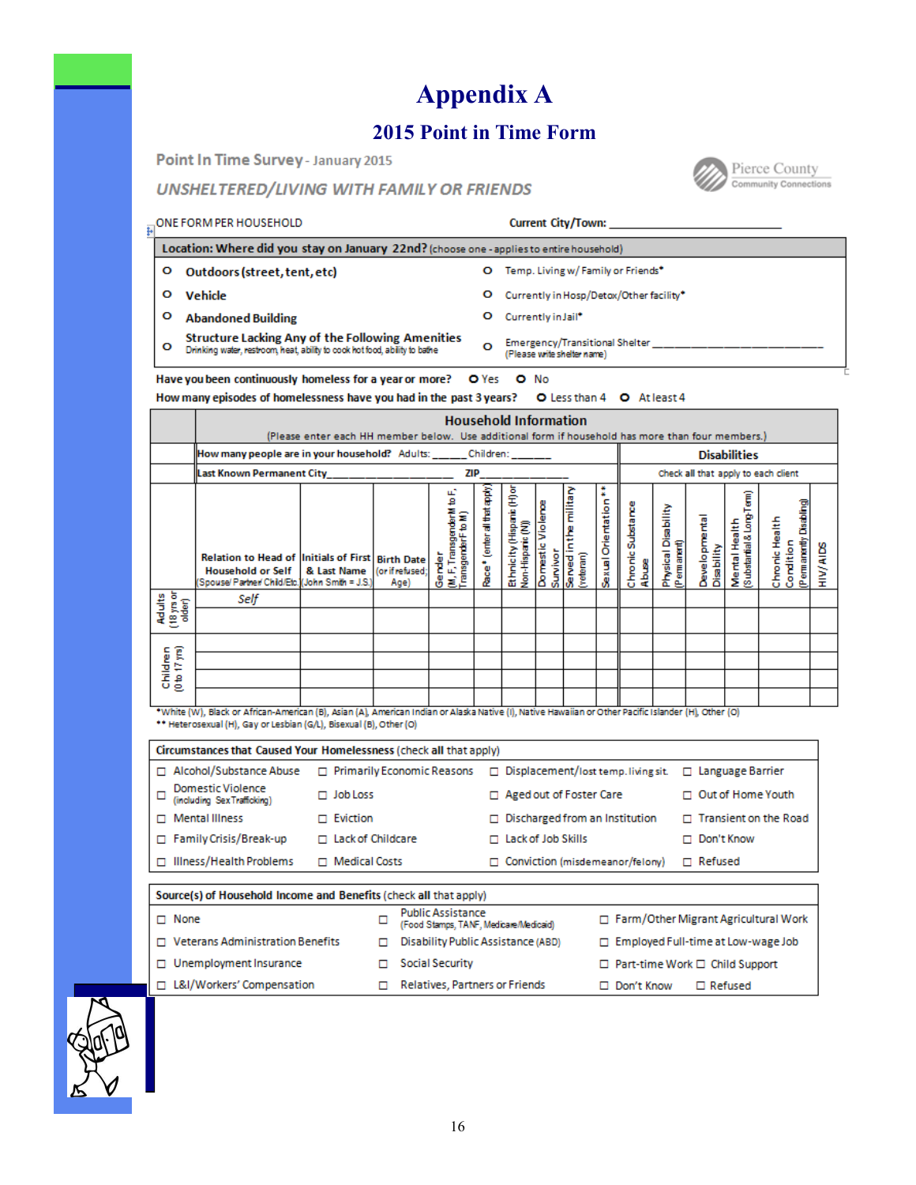# Appendix A

## 2015 Point in Time Form

**Point In Time Survey** - January 2015

***UNSHELTERED/LIVING WITH FAMILY OR FRIENDS***

Pierce County Community Connections

ONE FORM PER HOUSEHOLD **Current City/Town:** ____________________

**Location: Where did you stay on January 22nd?** (choose one - applies to entire household)

| | |
|---|---|
| O **Outdoors (street, tent, etc)** | O Temp. Living w/ Family or Friends* |
| O **Vehicle** | O Currently in Hosp/Detox/Other facility* |
| O **Abandoned Building** | O Currently in Jail* |
| O **Structure Lacking Any of the Following Amenities** Drinking water, restroom, heat, ability to cook hot food, ability to bathe | O Emergency/Transitional Shelter ____________________ (Please write shelter name) |

**Have you been continuously homeless for a year or more?** O Yes O No

**How many episodes of homelessness have you had in the past 3 years?** O Less than 4 O At least 4

| | Household Information (Please enter each HH member below. Use additional form if household has more than four members.) | | | | | | | | | Disabilities | | | | | |
|---|---|---|---|---|---|---|---|---|---|---|---|---|---|---|---|
| | How many people are in your household? Adults: _____ Children: ______ | | | | | | | | | | | | | | |
| | Last Known Permanent City__________ ZIP__________ | | | | | | | | | Check all that apply to each client | | | | | |
| | Relation to Head of Household or Self (Spouse/ Partner/ Child/Etc.) | Initials of First & Last Name (John Smith = J.S.) | Birth Date (or if refused; Age) | Gender (M, F, Transgender M to F, Transgender F to M) | Race * (enter all that apply) | Ethnicity (Hispanic (H) or Non-Hispanic (N)) | Domestic Violence Survivor | Served in the military (veteran) | Sexual Orientation ** | Chronic Substance Abuse | Physical Disability (Permanent) | Developmental Disability | Mental Health (Substantial & Long-Term) | Chronic Health Condition (Permanently Disabling) | HIV/AIDS |
| Adults (18 yrs or older) | *Self* | | | | | | | | | | | | | | |
| | | | | | | | | | | | | | | | |
| Children (0 to 17 yrs) | | | | | | | | | | | | | | | |
| | | | | | | | | | | | | | | | |
| | | | | | | | | | | | | | | | |

*White (W), Black or African-American (B), Asian (A), American Indian or Alaska Native (I), Native Hawaiian or Other Pacific Islander (H), Other (O)
** Heterosexual (H), Gay or Lesbian (G/L), Bisexual (B), Other (O)

**Circumstances that Caused Your Homelessness** (check **all** that apply)

| | | | |
|---|---|---|---|
| ☐ Alcohol/Substance Abuse | ☐ Primarily Economic Reasons | ☐ Displacement/lost temp. living sit. | ☐ Language Barrier |
| ☐ Domestic Violence (including Sex Trafficking) | ☐ Job Loss | ☐ Aged out of Foster Care | ☐ Out of Home Youth |
| ☐ Mental Illness | ☐ Eviction | ☐ Discharged from an Institution | ☐ Transient on the Road |
| ☐ Family Crisis/Break-up | ☐ Lack of Childcare | ☐ Lack of Job Skills | ☐ Don't Know |
| ☐ Illness/Health Problems | ☐ Medical Costs | ☐ Conviction (misdemeanor/felony) | ☐ Refused |

**Source(s) of Household Income and Benefits** (check **all** that apply)

| | | |
|---|---|---|
| ☐ None | ☐ Public Assistance (Food Stamps, TANF, Medicare/Medicaid) | ☐ Farm/Other Migrant Agricultural Work |
| ☐ Veterans Administration Benefits | ☐ Disability Public Assistance (ABD) | ☐ Employed Full-time at Low-wage Job |
| ☐ Unemployment Insurance | ☐ Social Security | ☐ Part-time Work ☐ Child Support |
| ☐ L&I/Workers' Compensation | ☐ Relatives, Partners or Friends | ☐ Don't Know ☐ Refused |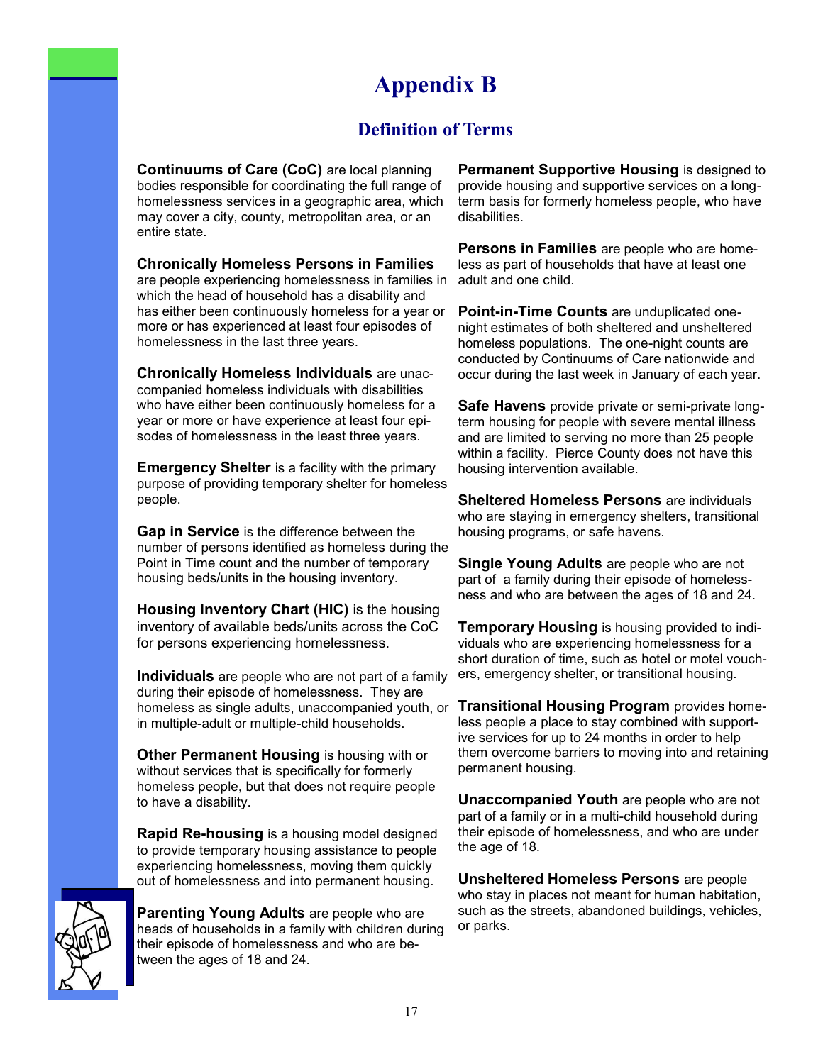# Appendix B

## Definition of Terms

**Continuums of Care (CoC)** are local planning bodies responsible for coordinating the full range of homelessness services in a geographic area, which may cover a city, county, metropolitan area, or an entire state.

**Chronically Homeless Persons in Families** are people experiencing homelessness in families in which the head of household has a disability and has either been continuously homeless for a year or more or has experienced at least four episodes of homelessness in the last three years.

**Chronically Homeless Individuals** are unaccompanied homeless individuals with disabilities who have either been continuously homeless for a year or more or have experience at least four episodes of homelessness in the least three years.

**Emergency Shelter** is a facility with the primary purpose of providing temporary shelter for homeless people.

**Gap in Service** is the difference between the number of persons identified as homeless during the Point in Time count and the number of temporary housing beds/units in the housing inventory.

**Housing Inventory Chart (HIC)** is the housing inventory of available beds/units across the CoC for persons experiencing homelessness.

**Individuals** are people who are not part of a family during their episode of homelessness. They are homeless as single adults, unaccompanied youth, or in multiple-adult or multiple-child households.

**Other Permanent Housing** is housing with or without services that is specifically for formerly homeless people, but that does not require people to have a disability.

**Rapid Re-housing** is a housing model designed to provide temporary housing assistance to people experiencing homelessness, moving them quickly out of homelessness and into permanent housing.

**Parenting Young Adults** are people who are heads of households in a family with children during their episode of homelessness and who are between the ages of 18 and 24.

**Permanent Supportive Housing** is designed to provide housing and supportive services on a long-term basis for formerly homeless people, who have disabilities.

**Persons in Families** are people who are homeless as part of households that have at least one adult and one child.

**Point-in-Time Counts** are unduplicated one-night estimates of both sheltered and unsheltered homeless populations. The one-night counts are conducted by Continuums of Care nationwide and occur during the last week in January of each year.

**Safe Havens** provide private or semi-private long-term housing for people with severe mental illness and are limited to serving no more than 25 people within a facility. Pierce County does not have this housing intervention available.

**Sheltered Homeless Persons** are individuals who are staying in emergency shelters, transitional housing programs, or safe havens.

**Single Young Adults** are people who are not part of a family during their episode of homelessness and who are between the ages of 18 and 24.

**Temporary Housing** is housing provided to individuals who are experiencing homelessness for a short duration of time, such as hotel or motel vouchers, emergency shelter, or transitional housing.

**Transitional Housing Program** provides homeless people a place to stay combined with supportive services for up to 24 months in order to help them overcome barriers to moving into and retaining permanent housing.

**Unaccompanied Youth** are people who are not part of a family or in a multi-child household during their episode of homelessness, and who are under the age of 18.

**Unsheltered Homeless Persons** are people who stay in places not meant for human habitation, such as the streets, abandoned buildings, vehicles, or parks.